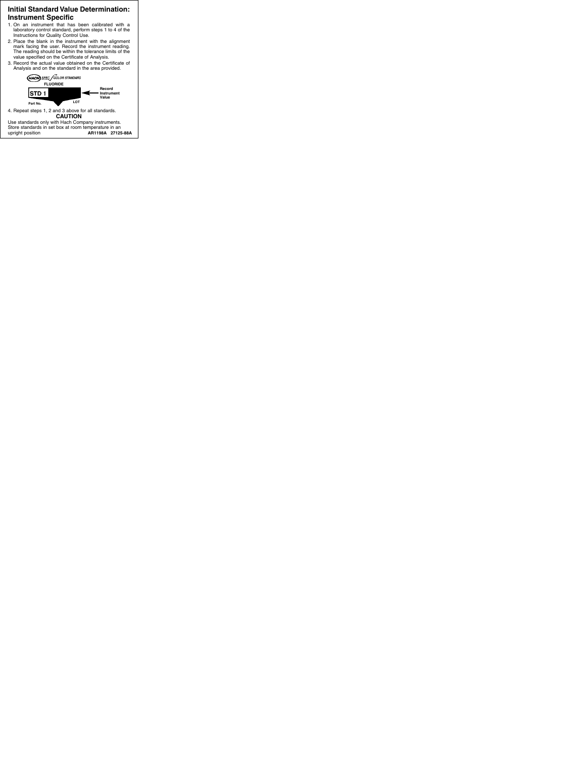# Initial Standard Value Determination: Instrument Specific

1. On an instrument that has been calibrated with a laboratory control standard, perform steps 1 to 4 of the Instructions for Quality Control Use.
2. Place the blank in the instrument with the alignment mark facing the user. Record the instrument reading. The reading should be within the tolerance limits of the value specified on the Certificate of Analysis.
3. Record the actual value obtained on the Certificate of Analysis and on the standard in the area provided.

HACH SPEC™ / COLOR STANDARD

FLUORIDE

STD 1 ← Record Instrument Value

Part No. LOT

4. Repeat steps 1, 2 and 3 above for all standards.

**CAUTION**

Use standards only with Hach Company instruments.
Store standards in set box at room temperature in an upright position

**AR1198A 27125-88A**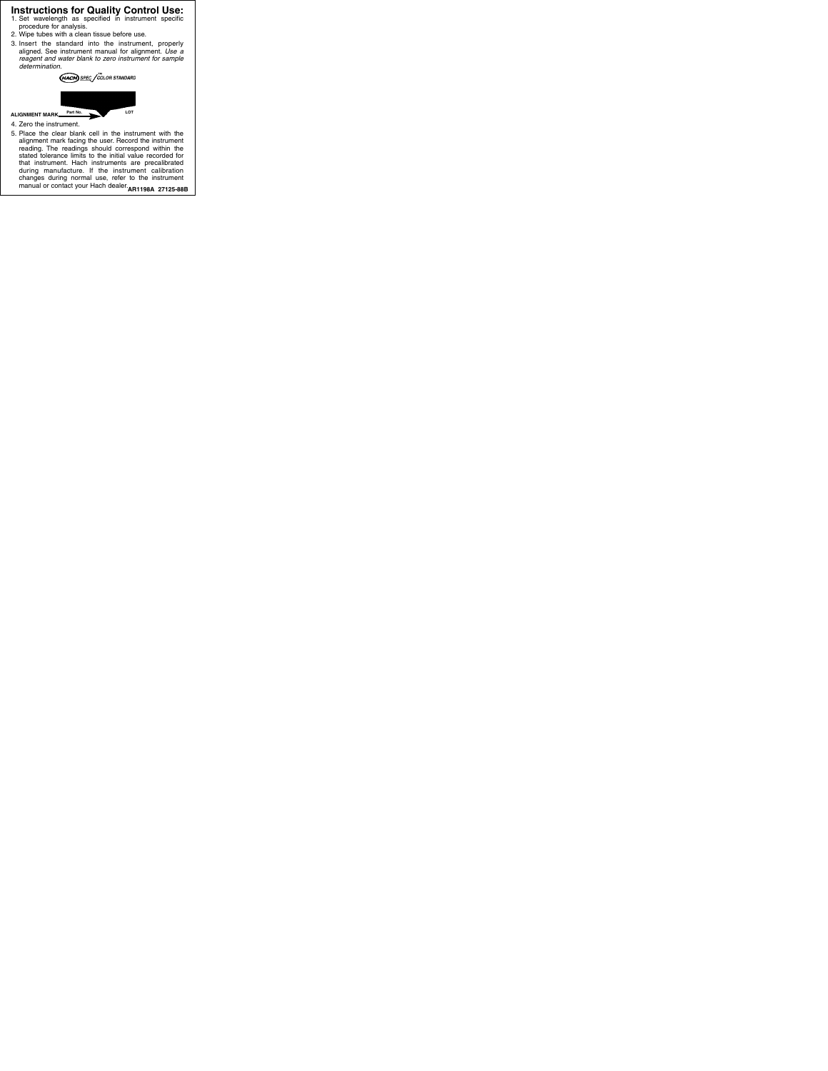# Instructions for Quality Control Use:

1. Set wavelength as specified in instrument specific procedure for analysis.
2. Wipe tubes with a clean tissue before use.
3. Insert the standard into the instrument, properly aligned. See instrument manual for alignment. *Use a reagent and water blank to zero instrument for sample determination.*

HACH SPEC™ √ COLOR STANDARD

ALIGNMENT MARK

Part No.

LOT

4. Zero the instrument.
5. Place the clear blank cell in the instrument with the alignment mark facing the user. Record the instrument reading. The readings should correspond within the stated tolerance limits to the initial value recorded for that instrument. Hach instruments are precalibrated during manufacture. If the instrument calibration changes during normal use, refer to the instrument manual or contact your Hach dealer.

**AR1198A 27125-88B**